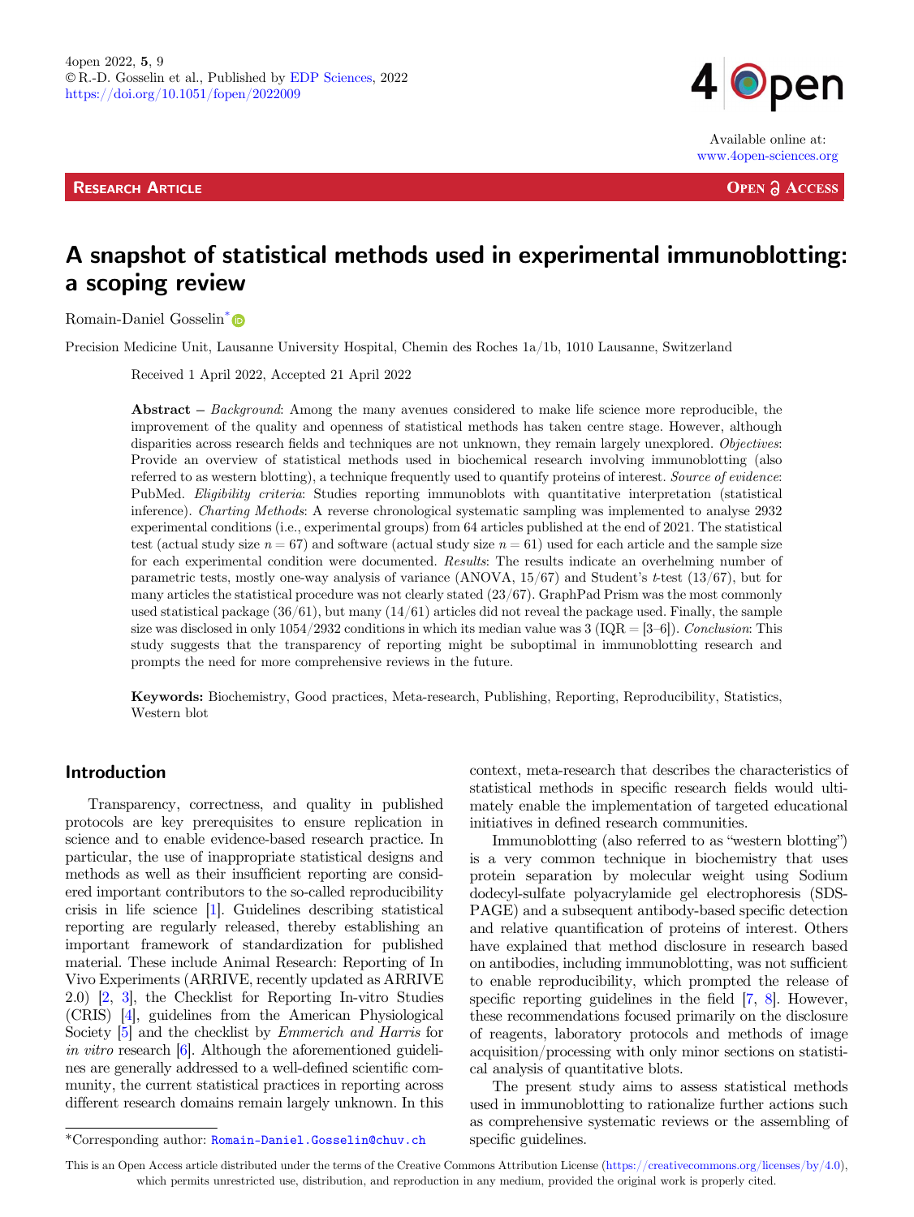RESEARCH ARTICLE

OPEN ACCESS

# A snapshot of statistical methods used in experimental immunoblotting: a scoping review

Romain-Daniel Gosselin*

Precision Medicine Unit, Lausanne University Hospital, Chemin des Roches 1a/1b, 1010 Lausanne, Switzerland

Received 1 April 2022, Accepted 21 April 2022

**Abstract** – *Background*: Among the many avenues considered to make life science more reproducible, the improvement of the quality and openness of statistical methods has taken centre stage. However, although disparities across research fields and techniques are not unknown, they remain largely unexplored. *Objectives*: Provide an overview of statistical methods used in biochemical research involving immunoblotting (also referred to as western blotting), a technique frequently used to quantify proteins of interest. *Source of evidence*: PubMed. *Eligibility criteria*: Studies reporting immunoblots with quantitative interpretation (statistical inference). *Charting Methods*: A reverse chronological systematic sampling was implemented to analyse 2932 experimental conditions (i.e., experimental groups) from 64 articles published at the end of 2021. The statistical test (actual study size $n = 67$) and software (actual study size $n = 61$) used for each article and the sample size for each experimental condition were documented. *Results*: The results indicate an overhelming number of parametric tests, mostly one-way analysis of variance (ANOVA, 15/67) and Student's *t*-test (13/67), but for many articles the statistical procedure was not clearly stated (23/67). GraphPad Prism was the most commonly used statistical package (36/61), but many (14/61) articles did not reveal the package used. Finally, the sample size was disclosed in only 1054/2932 conditions in which its median value was 3 (IQR = [3–6]). *Conclusion*: This study suggests that the transparency of reporting might be suboptimal in immunoblotting research and prompts the need for more comprehensive reviews in the future.

**Keywords:** Biochemistry, Good practices, Meta-research, Publishing, Reporting, Reproducibility, Statistics, Western blot

## Introduction

Transparency, correctness, and quality in published protocols are key prerequisites to ensure replication in science and to enable evidence-based research practice. In particular, the use of inappropriate statistical designs and methods as well as their insufficient reporting are considered important contributors to the so-called reproducibility crisis in life science [1]. Guidelines describing statistical reporting are regularly released, thereby establishing an important framework of standardization for published material. These include Animal Research: Reporting of In Vivo Experiments (ARRIVE, recently updated as ARRIVE 2.0) [2, 3], the Checklist for Reporting In-vitro Studies (CRIS) [4], guidelines from the American Physiological Society [5] and the checklist by *Emmerich and Harris* for *in vitro* research [6]. Although the aforementioned guidelines are generally addressed to a well-defined scientific community, the current statistical practices in reporting across different research domains remain largely unknown. In this context, meta-research that describes the characteristics of statistical methods in specific research fields would ultimately enable the implementation of targeted educational initiatives in defined research communities.

Immunoblotting (also referred to as "western blotting") is a very common technique in biochemistry that uses protein separation by molecular weight using Sodium dodecyl-sulfate polyacrylamide gel electrophoresis (SDS-PAGE) and a subsequent antibody-based specific detection and relative quantification of proteins of interest. Others have explained that method disclosure in research based on antibodies, including immunoblotting, was not sufficient to enable reproducibility, which prompted the release of specific reporting guidelines in the field [7, 8]. However, these recommendations focused primarily on the disclosure of reagents, laboratory protocols and methods of image acquisition/processing with only minor sections on statistical analysis of quantitative blots.

The present study aims to assess statistical methods used in immunoblotting to rationalize further actions such as comprehensive systematic reviews or the assembling of specific guidelines.

*Corresponding author: Romain-Daniel.Gosselin@chuv.ch

This is an Open Access article distributed under the terms of the Creative Commons Attribution License (https://creativecommons.org/licenses/by/4.0), which permits unrestricted use, distribution, and reproduction in any medium, provided the original work is properly cited.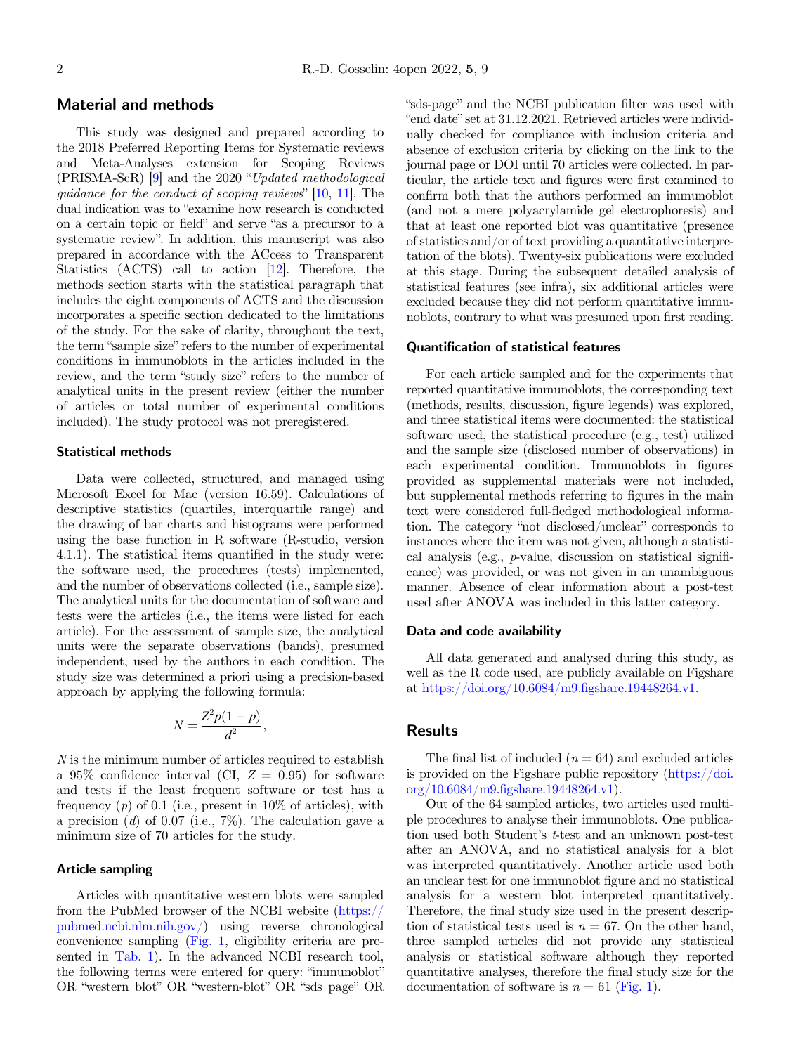## Material and methods

This study was designed and prepared according to the 2018 Preferred Reporting Items for Systematic reviews and Meta-Analyses extension for Scoping Reviews (PRISMA-ScR) [9] and the 2020 "*Updated methodological guidance for the conduct of scoping reviews*" [10, 11]. The dual indication was to "examine how research is conducted on a certain topic or field" and serve "as a precursor to a systematic review". In addition, this manuscript was also prepared in accordance with the ACcess to Transparent Statistics (ACTS) call to action [12]. Therefore, the methods section starts with the statistical paragraph that includes the eight components of ACTS and the discussion incorporates a specific section dedicated to the limitations of the study. For the sake of clarity, throughout the text, the term "sample size" refers to the number of experimental conditions in immunoblots in the articles included in the review, and the term "study size" refers to the number of analytical units in the present review (either the number of articles or total number of experimental conditions included). The study protocol was not preregistered.

### Statistical methods

Data were collected, structured, and managed using Microsoft Excel for Mac (version 16.59). Calculations of descriptive statistics (quartiles, interquartile range) and the drawing of bar charts and histograms were performed using the base function in R software (R-studio, version 4.1.1). The statistical items quantified in the study were: the software used, the procedures (tests) implemented, and the number of observations collected (i.e., sample size). The analytical units for the documentation of software and tests were the articles (i.e., the items were listed for each article). For the assessment of sample size, the analytical units were the separate observations (bands), presumed independent, used by the authors in each condition. The study size was determined a priori using a precision-based approach by applying the following formula:

$$N = \frac{Z^2 p(1-p)}{d^2},$$

$N$ is the minimum number of articles required to establish a 95% confidence interval (CI, $Z = 0.95$) for software and tests if the least frequent software or test has a frequency ($p$) of 0.1 (i.e., present in 10% of articles), with a precision ($d$) of 0.07 (i.e., 7%). The calculation gave a minimum size of 70 articles for the study.

### Article sampling

Articles with quantitative western blots were sampled from the PubMed browser of the NCBI website (https://pubmed.ncbi.nlm.nih.gov/) using reverse chronological convenience sampling (Fig. 1, eligibility criteria are presented in Tab. 1). In the advanced NCBI research tool, the following terms were entered for query: "immunoblot" OR "western blot" OR "western-blot" OR "sds page" OR "sds-page" and the NCBI publication filter was used with "end date" set at 31.12.2021. Retrieved articles were individually checked for compliance with inclusion criteria and absence of exclusion criteria by clicking on the link to the journal page or DOI until 70 articles were collected. In particular, the article text and figures were first examined to confirm both that the authors performed an immunoblot (and not a mere polyacrylamide gel electrophoresis) and that at least one reported blot was quantitative (presence of statistics and/or of text providing a quantitative interpretation of the blots). Twenty-six publications were excluded at this stage. During the subsequent detailed analysis of statistical features (see infra), six additional articles were excluded because they did not perform quantitative immunoblots, contrary to what was presumed upon first reading.

### Quantification of statistical features

For each article sampled and for the experiments that reported quantitative immunoblots, the corresponding text (methods, results, discussion, figure legends) was explored, and three statistical items were documented: the statistical software used, the statistical procedure (e.g., test) utilized and the sample size (disclosed number of observations) in each experimental condition. Immunoblots in figures provided as supplemental materials were not included, but supplemental methods referring to figures in the main text were considered full-fledged methodological information. The category "not disclosed/unclear" corresponds to instances where the item was not given, although a statistical analysis (e.g., $p$-value, discussion on statistical significance) was provided, or was not given in an unambiguous manner. Absence of clear information about a post-test used after ANOVA was included in this latter category.

### Data and code availability

All data generated and analysed during this study, as well as the R code used, are publicly available on Figshare at https://doi.org/10.6084/m9.figshare.19448264.v1.

## Results

The final list of included ($n = 64$) and excluded articles is provided on the Figshare public repository (https://doi.org/10.6084/m9.figshare.19448264.v1).

Out of the 64 sampled articles, two articles used multiple procedures to analyse their immunoblots. One publication used both Student's $t$-test and an unknown post-test after an ANOVA, and no statistical analysis for a blot was interpreted quantitatively. Another article used both an unclear test for one immunoblot figure and no statistical analysis for a western blot interpreted quantitatively. Therefore, the final study size used in the present description of statistical tests used is $n = 67$. On the other hand, three sampled articles did not provide any statistical analysis or statistical software although they reported quantitative analyses, therefore the final study size for the documentation of software is $n = 61$ (Fig. 1).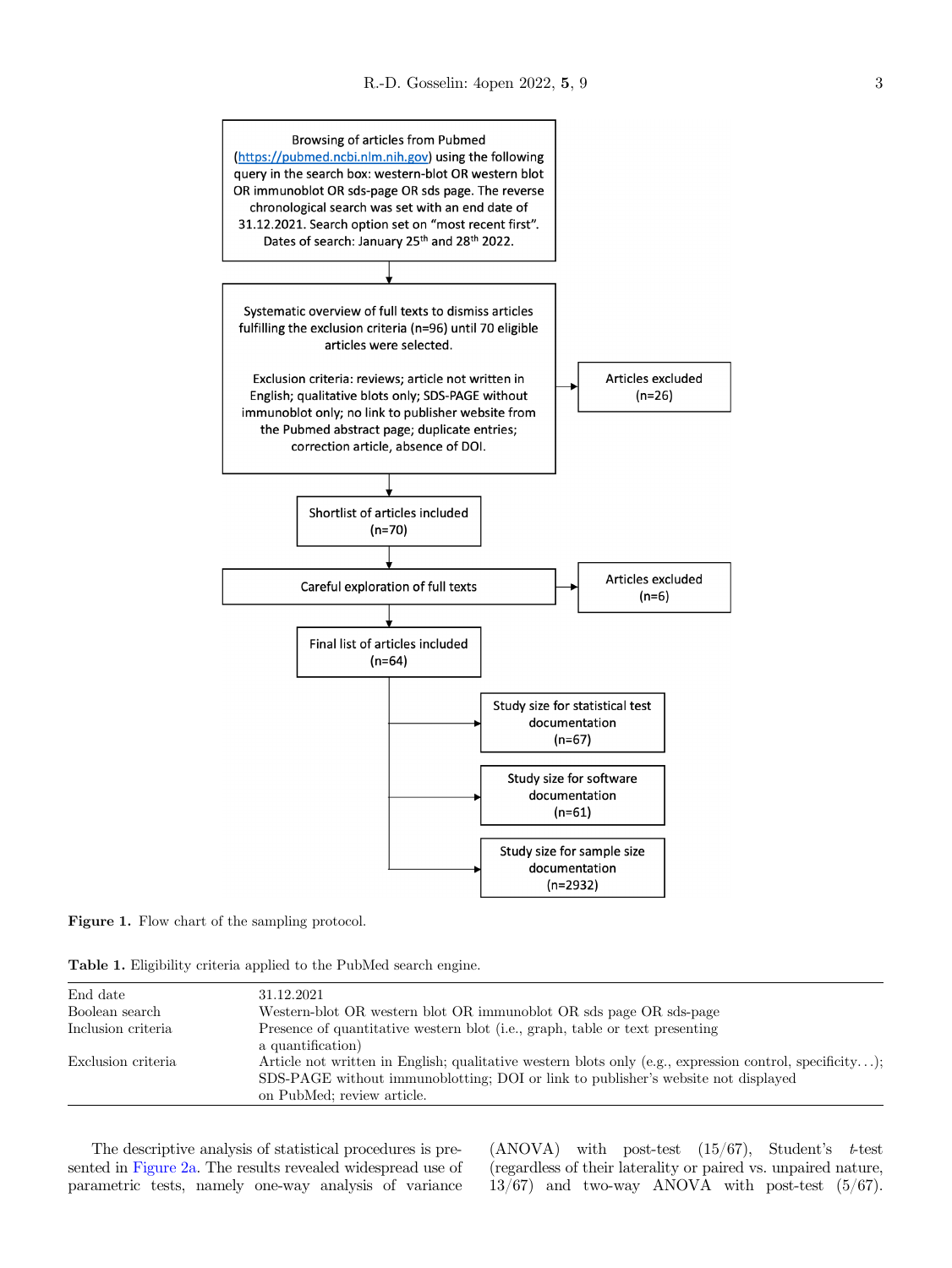Browsing of articles from Pubmed (https://pubmed.ncbi.nlm.nih.gov) using the following query in the search box: western-blot OR western blot OR immunoblot OR sds-page OR sds page. The reverse chronological search was set with an end date of 31.12.2021. Search option set on "most recent first". Dates of search: January 25th and 28th 2022.

Systematic overview of full texts to dismiss articles fulfilling the exclusion criteria (n=96) until 70 eligible articles were selected.

Exclusion criteria: reviews; article not written in English; qualitative blots only; SDS-PAGE without immunoblot only; no link to publisher website from the Pubmed abstract page; duplicate entries; correction article, absence of DOI.

Articles excluded (n=26)

Shortlist of articles included (n=70)

Careful exploration of full texts

Articles excluded (n=6)

Final list of articles included (n=64)

Study size for statistical test documentation (n=67)

Study size for software documentation (n=61)

Study size for sample size documentation (n=2932)

**Figure 1.** Flow chart of the sampling protocol.

**Table 1.** Eligibility criteria applied to the PubMed search engine.

| | |
|---|---|
| End date | 31.12.2021 |
| Boolean search | Western-blot OR western blot OR immunoblot OR sds page OR sds-page |
| Inclusion criteria | Presence of quantitative western blot (i.e., graph, table or text presenting a quantification) |
| Exclusion criteria | Article not written in English; qualitative western blots only (e.g., expression control, specificity…); SDS-PAGE without immunoblotting; DOI or link to publisher's website not displayed on PubMed; review article. |

The descriptive analysis of statistical procedures is presented in Figure 2a. The results revealed widespread use of parametric tests, namely one-way analysis of variance (ANOVA) with post-test (15/67), Student's *t*-test (regardless of their laterality or paired vs. unpaired nature, 13/67) and two-way ANOVA with post-test (5/67).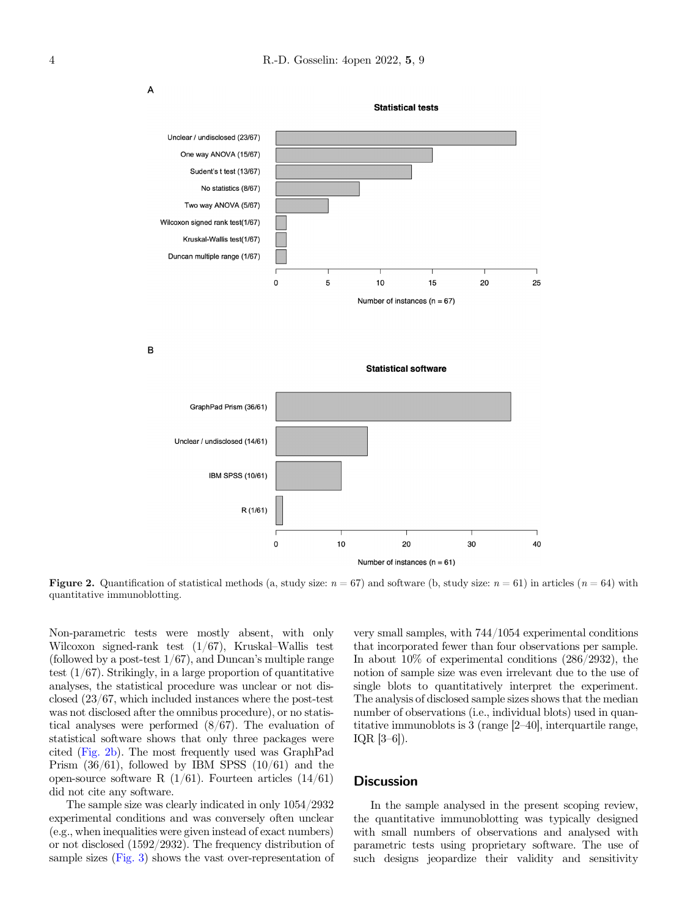**Figure 2.** Quantification of statistical methods (a, study size: $n = 67$) and software (b, study size: $n = 61$) in articles ($n = 64$) with quantitative immunoblotting.

Non-parametric tests were mostly absent, with only Wilcoxon signed-rank test (1/67), Kruskal–Wallis test (followed by a post-test 1/67), and Duncan's multiple range test (1/67). Strikingly, in a large proportion of quantitative analyses, the statistical procedure was unclear or not disclosed (23/67, which included instances where the post-test was not disclosed after the omnibus procedure), or no statistical analyses were performed (8/67). The evaluation of statistical software shows that only three packages were cited (Fig. 2b). The most frequently used was GraphPad Prism (36/61), followed by IBM SPSS (10/61) and the open-source software R (1/61). Fourteen articles (14/61) did not cite any software.

The sample size was clearly indicated in only 1054/2932 experimental conditions and was conversely often unclear (e.g., when inequalities were given instead of exact numbers) or not disclosed (1592/2932). The frequency distribution of sample sizes (Fig. 3) shows the vast over-representation of very small samples, with 744/1054 experimental conditions that incorporated fewer than four observations per sample. In about 10% of experimental conditions (286/2932), the notion of sample size was even irrelevant due to the use of single blots to quantitatively interpret the experiment. The analysis of disclosed sample sizes shows that the median number of observations (i.e., individual blots) used in quantitative immunoblots is 3 (range [2–40], interquartile range, IQR [3–6]).

## Discussion

In the sample analysed in the present scoping review, the quantitative immunoblotting was typically designed with small numbers of observations and analysed with parametric tests using proprietary software. The use of such designs jeopardize their validity and sensitivity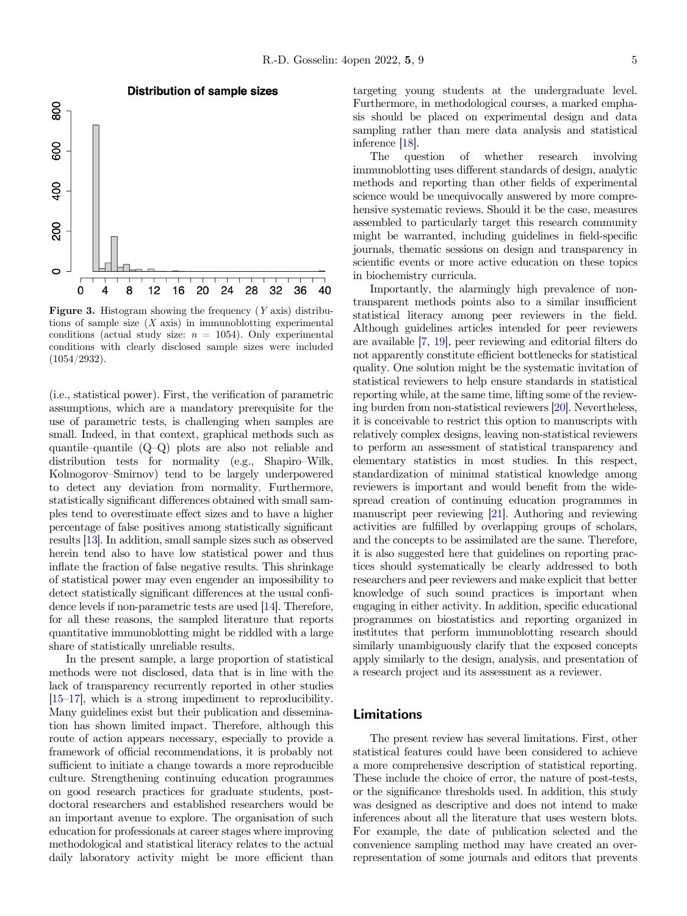**Figure 3.** Histogram showing the frequency ($Y$ axis) distributions of sample size ($X$ axis) in immunoblotting experimental conditions (actual study size: $n$ = 1054). Only experimental conditions with clearly disclosed sample sizes were included (1054/2932).

(i.e., statistical power). First, the verification of parametric assumptions, which are a mandatory prerequisite for the use of parametric tests, is challenging when samples are small. Indeed, in that context, graphical methods such as quantile–quantile (Q–Q) plots are also not reliable and distribution tests for normality (e.g., Shapiro–Wilk, Kolmogorov–Smirnov) tend to be largely underpowered to detect any deviation from normality. Furthermore, statistically significant differences obtained with small samples tend to overestimate effect sizes and to have a higher percentage of false positives among statistically significant results [13]. In addition, small sample sizes such as observed herein tend also to have low statistical power and thus inflate the fraction of false negative results. This shrinkage of statistical power may even engender an impossibility to detect statistically significant differences at the usual confidence levels if non-parametric tests are used [14]. Therefore, for all these reasons, the sampled literature that reports quantitative immunoblotting might be riddled with a large share of statistically unreliable results.

In the present sample, a large proportion of statistical methods were not disclosed, data that is in line with the lack of transparency recurrently reported in other studies [15–17], which is a strong impediment to reproducibility. Many guidelines exist but their publication and dissemination has shown limited impact. Therefore, although this route of action appears necessary, especially to provide a framework of official recommendations, it is probably not sufficient to initiate a change towards a more reproducible culture. Strengthening continuing education programmes on good research practices for graduate students, postdoctoral researchers and established researchers would be an important avenue to explore. The organisation of such education for professionals at career stages where improving methodological and statistical literacy relates to the actual daily laboratory activity might be more efficient than targeting young students at the undergraduate level. Furthermore, in methodological courses, a marked emphasis should be placed on experimental design and data sampling rather than mere data analysis and statistical inference [18].

The question of whether research involving immunoblotting uses different standards of design, analytic methods and reporting than other fields of experimental science would be unequivocally answered by more comprehensive systematic reviews. Should it be the case, measures assembled to particularly target this research community might be warranted, including guidelines in field-specific journals, thematic sessions on design and transparency in scientific events or more active education on these topics in biochemistry curricula.

Importantly, the alarmingly high prevalence of non-transparent methods points also to a similar insufficient statistical literacy among peer reviewers in the field. Although guidelines articles intended for peer reviewers are available [7, 19], peer reviewing and editorial filters do not apparently constitute efficient bottlenecks for statistical quality. One solution might be the systematic invitation of statistical reviewers to help ensure standards in statistical reporting while, at the same time, lifting some of the reviewing burden from non-statistical reviewers [20]. Nevertheless, it is conceivable to restrict this option to manuscripts with relatively complex designs, leaving non-statistical reviewers to perform an assessment of statistical transparency and elementary statistics in most studies. In this respect, standardization of minimal statistical knowledge among reviewers is important and would benefit from the widespread creation of continuing education programmes in manuscript peer reviewing [21]. Authoring and reviewing activities are fulfilled by overlapping groups of scholars, and the concepts to be assimilated are the same. Therefore, it is also suggested here that guidelines on reporting practices should systematically be clearly addressed to both researchers and peer reviewers and make explicit that better knowledge of such sound practices is important when engaging in either activity. In addition, specific educational programmes on biostatistics and reporting organized in institutes that perform immunoblotting research should similarly unambiguously clarify that the exposed concepts apply similarly to the design, analysis, and presentation of a research project and its assessment as a reviewer.

## Limitations

The present review has several limitations. First, other statistical features could have been considered to achieve a more comprehensive description of statistical reporting. These include the choice of error, the nature of post-tests, or the significance thresholds used. In addition, this study was designed as descriptive and does not intend to make inferences about all the literature that uses western blots. For example, the date of publication selected and the convenience sampling method may have created an over-representation of some journals and editors that prevents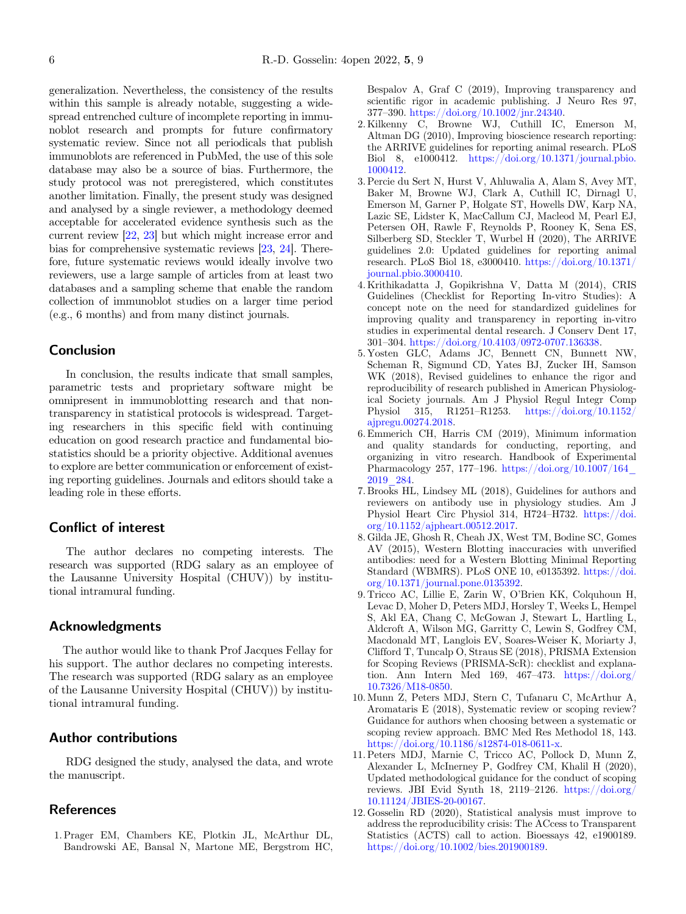generalization. Nevertheless, the consistency of the results within this sample is already notable, suggesting a widespread entrenched culture of incomplete reporting in immunoblot research and prompts for future confirmatory systematic review. Since not all periodicals that publish immunoblots are referenced in PubMed, the use of this sole database may also be a source of bias. Furthermore, the study protocol was not preregistered, which constitutes another limitation. Finally, the present study was designed and analysed by a single reviewer, a methodology deemed acceptable for accelerated evidence synthesis such as the current review [22, 23] but which might increase error and bias for comprehensive systematic reviews [23, 24]. Therefore, future systematic reviews would ideally involve two reviewers, use a large sample of articles from at least two databases and a sampling scheme that enable the random collection of immunoblot studies on a larger time period (e.g., 6 months) and from many distinct journals.

## Conclusion

In conclusion, the results indicate that small samples, parametric tests and proprietary software might be omnipresent in immunoblotting research and that non-transparency in statistical protocols is widespread. Targeting researchers in this specific field with continuing education on good research practice and fundamental biostatistics should be a priority objective. Additional avenues to explore are better communication or enforcement of existing reporting guidelines. Journals and editors should take a leading role in these efforts.

## Conflict of interest

The author declares no competing interests. The research was supported (RDG salary as an employee of the Lausanne University Hospital (CHUV)) by institutional intramural funding.

## Acknowledgments

The author would like to thank Prof Jacques Fellay for his support. The author declares no competing interests. The research was supported (RDG salary as an employee of the Lausanne University Hospital (CHUV)) by institutional intramural funding.

## Author contributions

RDG designed the study, analysed the data, and wrote the manuscript.

## References

1. Prager EM, Chambers KE, Plotkin JL, McArthur DL, Bandrowski AE, Bansal N, Martone ME, Bergstrom HC, Bespalov A, Graf C (2019), Improving transparency and scientific rigor in academic publishing. J Neuro Res 97, 377–390. https://doi.org/10.1002/jnr.24340.
2. Kilkenny C, Browne WJ, Cuthill IC, Emerson M, Altman DG (2010), Improving bioscience research reporting: the ARRIVE guidelines for reporting animal research. PLoS Biol 8, e1000412. https://doi.org/10.1371/journal.pbio.1000412.
3. Percie du Sert N, Hurst V, Ahluwalia A, Alam S, Avey MT, Baker M, Browne WJ, Clark A, Cuthill IC, Dirnagl U, Emerson M, Garner P, Holgate ST, Howells DW, Karp NA, Lazic SE, Lidster K, MacCallum CJ, Macleod M, Pearl EJ, Petersen OH, Rawle F, Reynolds P, Rooney K, Sena ES, Silberberg SD, Steckler T, Wurbel H (2020), The ARRIVE guidelines 2.0: Updated guidelines for reporting animal research. PLoS Biol 18, e3000410. https://doi.org/10.1371/journal.pbio.3000410.
4. Krithikadatta J, Gopikrishna V, Datta M (2014), CRIS Guidelines (Checklist for Reporting In-vitro Studies): A concept note on the need for standardized guidelines for improving quality and transparency in reporting in-vitro studies in experimental dental research. J Conserv Dent 17, 301–304. https://doi.org/10.4103/0972-0707.136338.
5. Yosten GLC, Adams JC, Bennett CN, Bunnett NW, Scheman R, Sigmund CD, Yates BJ, Zucker IH, Samson WK (2018), Revised guidelines to enhance the rigor and reproducibility of research published in American Physiological Society journals. Am J Physiol Regul Integr Comp Physiol 315, R1251–R1253. https://doi.org/10.1152/ajpregu.00274.2018.
6. Emmerich CH, Harris CM (2019), Minimum information and quality standards for conducting, reporting, and organizing in vitro research. Handbook of Experimental Pharmacology 257, 177–196. https://doi.org/10.1007/164_2019_284.
7. Brooks HL, Lindsey ML (2018), Guidelines for authors and reviewers on antibody use in physiology studies. Am J Physiol Heart Circ Physiol 314, H724–H732. https://doi.org/10.1152/ajpheart.00512.2017.
8. Gilda JE, Ghosh R, Cheah JX, West TM, Bodine SC, Gomes AV (2015), Western Blotting inaccuracies with unverified antibodies: need for a Western Blotting Minimal Reporting Standard (WBMRS). PLoS ONE 10, e0135392. https://doi.org/10.1371/journal.pone.0135392.
9. Tricco AC, Lillie E, Zarin W, O'Brien KK, Colquhoun H, Levac D, Moher D, Peters MDJ, Horsley T, Weeks L, Hempel S, Akl EA, Chang C, McGowan J, Stewart L, Hartling L, Aldcroft A, Wilson MG, Garritty C, Lewin S, Godfrey CM, Macdonald MT, Langlois EV, Soares-Weiser K, Moriarty J, Clifford T, Tuncalp O, Straus SE (2018), PRISMA Extension for Scoping Reviews (PRISMA-ScR): checklist and explanation. Ann Intern Med 169, 467–473. https://doi.org/10.7326/M18-0850.
10. Munn Z, Peters MDJ, Stern C, Tufanaru C, McArthur A, Aromataris E (2018), Systematic review or scoping review? Guidance for authors when choosing between a systematic or scoping review approach. BMC Med Res Methodol 18, 143. https://doi.org/10.1186/s12874-018-0611-x.
11. Peters MDJ, Marnie C, Tricco AC, Pollock D, Munn Z, Alexander L, McInerney P, Godfrey CM, Khalil H (2020), Updated methodological guidance for the conduct of scoping reviews. JBI Evid Synth 18, 2119–2126. https://doi.org/10.11124/JBIES-20-00167.
12. Gosselin RD (2020), Statistical analysis must improve to address the reproducibility crisis: The ACcess to Transparent Statistics (ACTS) call to action. Bioessays 42, e1900189. https://doi.org/10.1002/bies.201900189.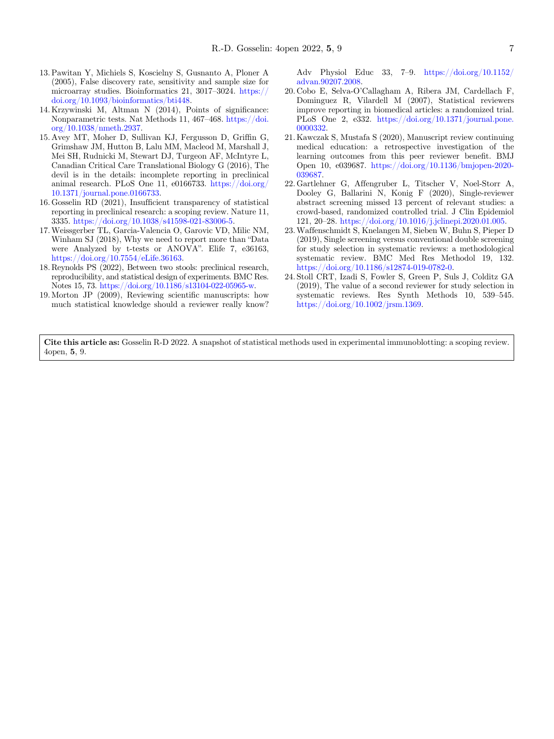13. Pawitan Y, Michiels S, Koscielny S, Gusnanto A, Ploner A (2005), False discovery rate, sensitivity and sample size for microarray studies. Bioinformatics 21, 3017–3024. https://doi.org/10.1093/bioinformatics/bti448.
14. Krzywinski M, Altman N (2014), Points of significance: Nonparametric tests. Nat Methods 11, 467–468. https://doi.org/10.1038/nmeth.2937.
15. Avey MT, Moher D, Sullivan KJ, Fergusson D, Griffin G, Grimshaw JM, Hutton B, Lalu MM, Macleod M, Marshall J, Mei SH, Rudnicki M, Stewart DJ, Turgeon AF, McIntyre L, Canadian Critical Care Translational Biology G (2016), The devil is in the details: incomplete reporting in preclinical animal research. PLoS One 11, e0166733. https://doi.org/10.1371/journal.pone.0166733.
16. Gosselin RD (2021), Insufficient transparency of statistical reporting in preclinical research: a scoping review. Nature 11, 3335. https://doi.org/10.1038/s41598-021-83006-5.
17. Weissgerber TL, Garcia-Valencia O, Garovic VD, Milic NM, Winham SJ (2018), Why we need to report more than "Data were Analyzed by t-tests or ANOVA". Elife 7, e36163, https://doi.org/10.7554/eLife.36163.
18. Reynolds PS (2022), Between two stools: preclinical research, reproducibility, and statistical design of experiments. BMC Res. Notes 15, 73. https://doi.org/10.1186/s13104-022-05965-w.
19. Morton JP (2009), Reviewing scientific manuscripts: how much statistical knowledge should a reviewer really know? Adv Physiol Educ 33, 7–9. https://doi.org/10.1152/advan.90207.2008.
20. Cobo E, Selva-O'Callagham A, Ribera JM, Cardellach F, Dominguez R, Vilardell M (2007), Statistical reviewers improve reporting in biomedical articles: a randomized trial. PLoS One 2, e332. https://doi.org/10.1371/journal.pone.0000332.
21. Kawczak S, Mustafa S (2020), Manuscript review continuing medical education: a retrospective investigation of the learning outcomes from this peer reviewer benefit. BMJ Open 10, e039687. https://doi.org/10.1136/bmjopen-2020-039687.
22. Gartlehner G, Affengruber L, Titscher V, Noel-Storr A, Dooley G, Ballarini N, Konig F (2020), Single-reviewer abstract screening missed 13 percent of relevant studies: a crowd-based, randomized controlled trial. J Clin Epidemiol 121, 20–28. https://doi.org/10.1016/j.jclinepi.2020.01.005.
23. Waffenschmidt S, Knelangen M, Sieben W, Buhn S, Pieper D (2019), Single screening versus conventional double screening for study selection in systematic reviews: a methodological systematic review. BMC Med Res Methodol 19, 132. https://doi.org/10.1186/s12874-019-0782-0.
24. Stoll CRT, Izadi S, Fowler S, Green P, Suls J, Colditz GA (2019), The value of a second reviewer for study selection in systematic reviews. Res Synth Methods 10, 539–545. https://doi.org/10.1002/jrsm.1369.

**Cite this article as:** Gosselin R-D 2022. A snapshot of statistical methods used in experimental immunoblotting: a scoping review. 4open, **5**, 9.